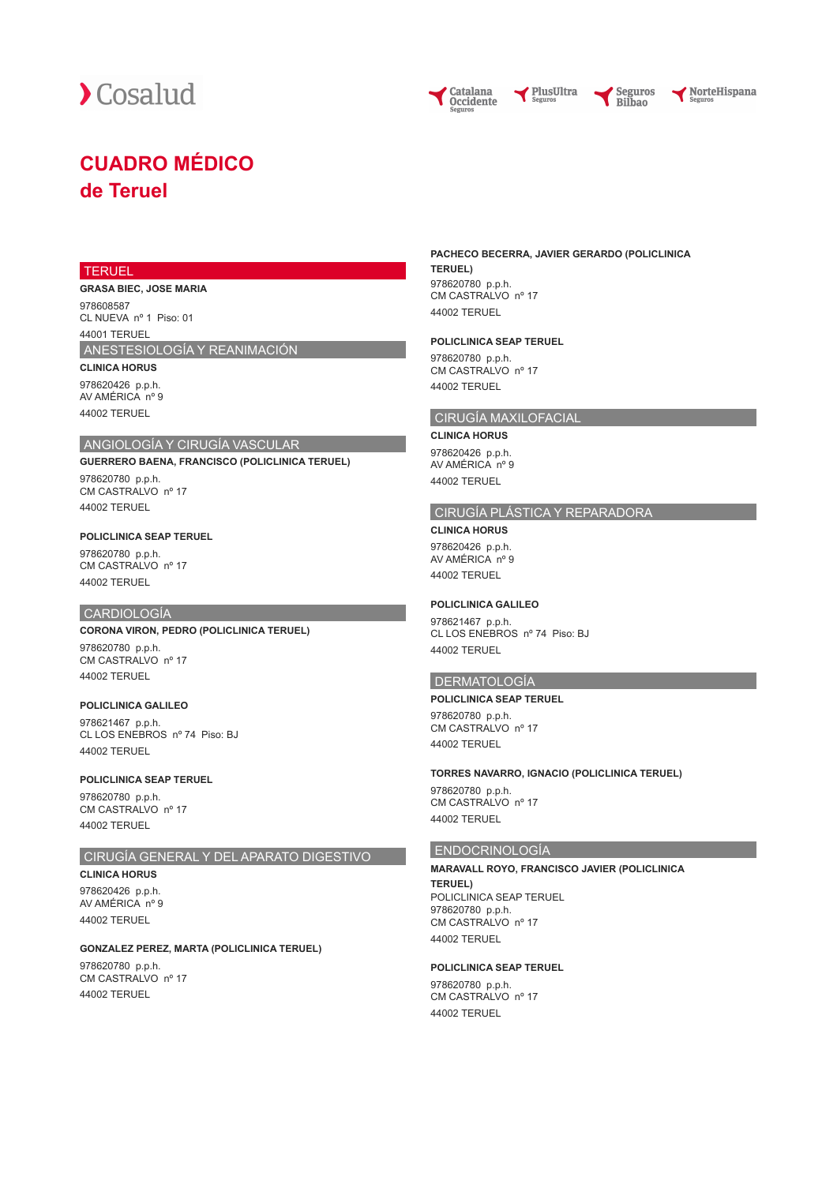Cosalud

Catalana Occidente Seguros | PlusUltra Seguros | Seguros Bilbao | NorteHispana Seguros

# CUADRO MÉDICO
# de Teruel

## TERUEL

**GRASA BIEC, JOSE MARIA**

978608587
CL NUEVA nº 1 Piso: 01
44001 TERUEL

## ANESTESIOLOGÍA Y REANIMACIÓN

**CLINICA HORUS**

978620426 p.p.h.
AV AMÉRICA nº 9
44002 TERUEL

## ANGIOLOGÍA Y CIRUGÍA VASCULAR

**GUERRERO BAENA, FRANCISCO (POLICLINICA TERUEL)**

978620780 p.p.h.
CM CASTRALVO nº 17
44002 TERUEL

**POLICLINICA SEAP TERUEL**

978620780 p.p.h.
CM CASTRALVO nº 17
44002 TERUEL

## CARDIOLOGÍA

**CORONA VIRON, PEDRO (POLICLINICA TERUEL)**

978620780 p.p.h.
CM CASTRALVO nº 17
44002 TERUEL

**POLICLINICA GALILEO**

978621467 p.p.h.
CL LOS ENEBROS nº 74 Piso: BJ
44002 TERUEL

**POLICLINICA SEAP TERUEL**

978620780 p.p.h.
CM CASTRALVO nº 17
44002 TERUEL

## CIRUGÍA GENERAL Y DEL APARATO DIGESTIVO

**CLINICA HORUS**

978620426 p.p.h.
AV AMÉRICA nº 9
44002 TERUEL

**GONZALEZ PEREZ, MARTA (POLICLINICA TERUEL)**

978620780 p.p.h.
CM CASTRALVO nº 17
44002 TERUEL

**PACHECO BECERRA, JAVIER GERARDO (POLICLINICA TERUEL)**

978620780 p.p.h.
CM CASTRALVO nº 17
44002 TERUEL

**POLICLINICA SEAP TERUEL**

978620780 p.p.h.
CM CASTRALVO nº 17
44002 TERUEL

## CIRUGÍA MAXILOFACIAL

**CLINICA HORUS**

978620426 p.p.h.
AV AMÉRICA nº 9
44002 TERUEL

## CIRUGÍA PLÁSTICA Y REPARADORA

**CLINICA HORUS**

978620426 p.p.h.
AV AMÉRICA nº 9
44002 TERUEL

**POLICLINICA GALILEO**

978621467 p.p.h.
CL LOS ENEBROS nº 74 Piso: BJ
44002 TERUEL

## DERMATOLOGÍA

**POLICLINICA SEAP TERUEL**

978620780 p.p.h.
CM CASTRALVO nº 17
44002 TERUEL

**TORRES NAVARRO, IGNACIO (POLICLINICA TERUEL)**

978620780 p.p.h.
CM CASTRALVO nº 17
44002 TERUEL

## ENDOCRINOLOGÍA

**MARAVALL ROYO, FRANCISCO JAVIER (POLICLINICA TERUEL)**

POLICLINICA SEAP TERUEL
978620780 p.p.h.
CM CASTRALVO nº 17
44002 TERUEL

**POLICLINICA SEAP TERUEL**

978620780 p.p.h.
CM CASTRALVO nº 17
44002 TERUEL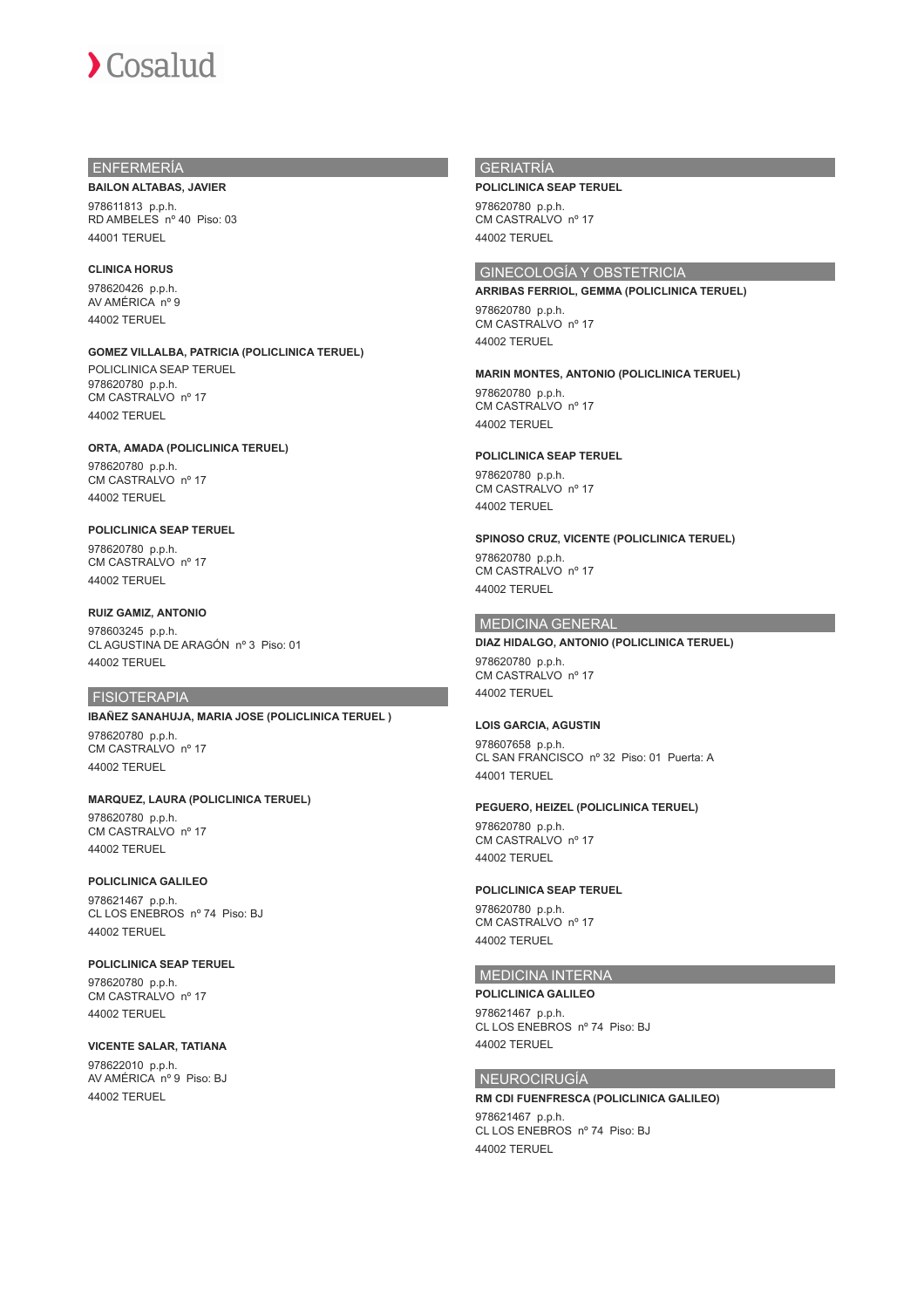## ENFERMERÍA

**BAILON ALTABAS, JAVIER**

978611813 p.p.h.
RD AMBELES nº 40 Piso: 03
44001 TERUEL

**CLINICA HORUS**

978620426 p.p.h.
AV AMÉRICA nº 9
44002 TERUEL

**GOMEZ VILLALBA, PATRICIA (POLICLINICA TERUEL)**

POLICLINICA SEAP TERUEL
978620780 p.p.h.
CM CASTRALVO nº 17
44002 TERUEL

**ORTA, AMADA (POLICLINICA TERUEL)**

978620780 p.p.h.
CM CASTRALVO nº 17
44002 TERUEL

**POLICLINICA SEAP TERUEL**

978620780 p.p.h.
CM CASTRALVO nº 17
44002 TERUEL

**RUIZ GAMIZ, ANTONIO**

978603245 p.p.h.
CL AGUSTINA DE ARAGÓN nº 3 Piso: 01
44002 TERUEL

## FISIOTERAPIA

**IBAÑEZ SANAHUJA, MARIA JOSE (POLICLINICA TERUEL )**

978620780 p.p.h.
CM CASTRALVO nº 17
44002 TERUEL

**MARQUEZ, LAURA (POLICLINICA TERUEL)**

978620780 p.p.h.
CM CASTRALVO nº 17
44002 TERUEL

**POLICLINICA GALILEO**

978621467 p.p.h.
CL LOS ENEBROS nº 74 Piso: BJ
44002 TERUEL

**POLICLINICA SEAP TERUEL**

978620780 p.p.h.
CM CASTRALVO nº 17
44002 TERUEL

**VICENTE SALAR, TATIANA**

978622010 p.p.h.
AV AMÉRICA nº 9 Piso: BJ
44002 TERUEL

## GERIATRÍA

**POLICLINICA SEAP TERUEL**

978620780 p.p.h.
CM CASTRALVO nº 17
44002 TERUEL

## GINECOLOGÍA Y OBSTETRICIA

**ARRIBAS FERRIOL, GEMMA (POLICLINICA TERUEL)**

978620780 p.p.h.
CM CASTRALVO nº 17
44002 TERUEL

**MARIN MONTES, ANTONIO (POLICLINICA TERUEL)**

978620780 p.p.h.
CM CASTRALVO nº 17
44002 TERUEL

**POLICLINICA SEAP TERUEL**

978620780 p.p.h.
CM CASTRALVO nº 17
44002 TERUEL

**SPINOSO CRUZ, VICENTE (POLICLINICA TERUEL)**

978620780 p.p.h.
CM CASTRALVO nº 17
44002 TERUEL

## MEDICINA GENERAL

**DIAZ HIDALGO, ANTONIO (POLICLINICA TERUEL)**

978620780 p.p.h.
CM CASTRALVO nº 17
44002 TERUEL

**LOIS GARCIA, AGUSTIN**

978607658 p.p.h.
CL SAN FRANCISCO nº 32 Piso: 01 Puerta: A
44001 TERUEL

**PEGUERO, HEIZEL (POLICLINICA TERUEL)**

978620780 p.p.h.
CM CASTRALVO nº 17
44002 TERUEL

**POLICLINICA SEAP TERUEL**

978620780 p.p.h.
CM CASTRALVO nº 17
44002 TERUEL

## MEDICINA INTERNA

**POLICLINICA GALILEO**

978621467 p.p.h.
CL LOS ENEBROS nº 74 Piso: BJ
44002 TERUEL

## NEUROCIRUGÍA

**RM CDI FUENFRESCA (POLICLINICA GALILEO)**

978621467 p.p.h.
CL LOS ENEBROS nº 74 Piso: BJ
44002 TERUEL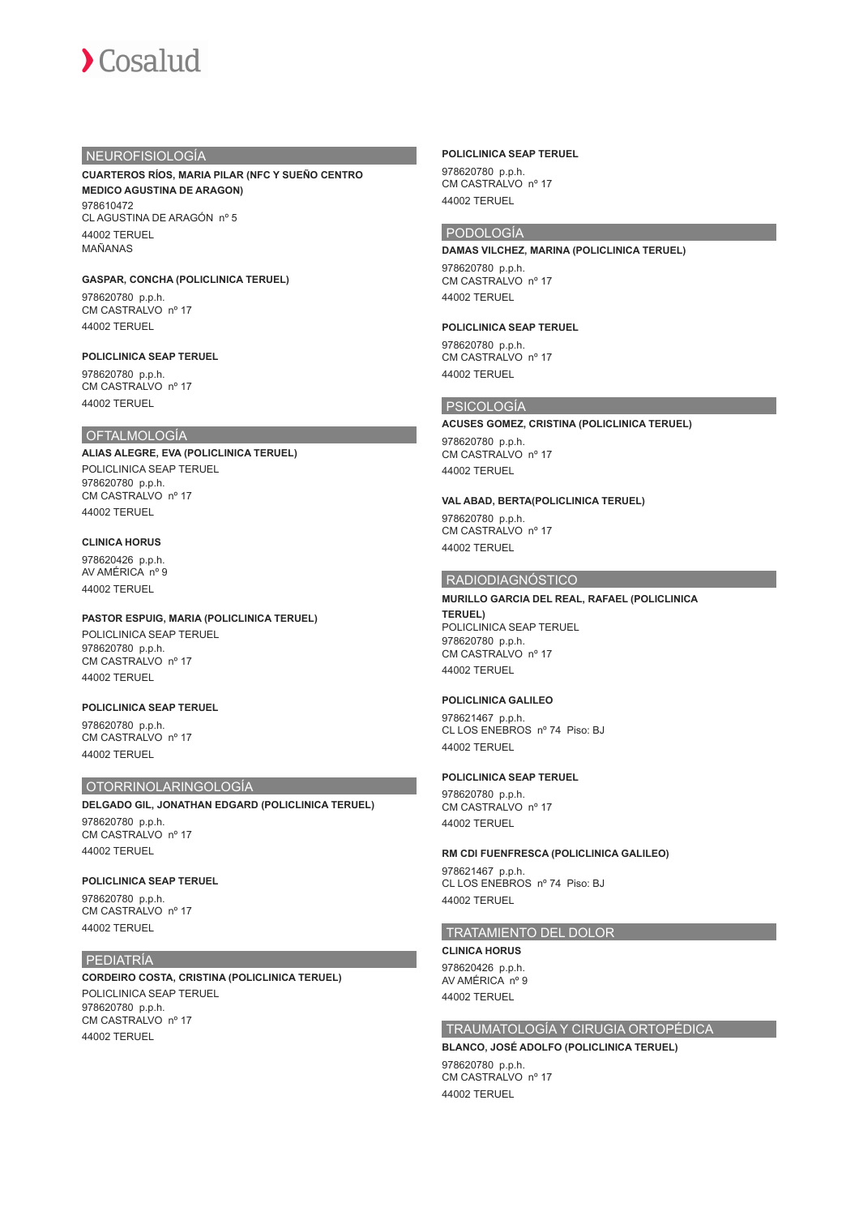## NEUROFISIOLOGÍA

**CUARTEROS RÍOS, MARIA PILAR (NFC Y SUEÑO CENTRO MEDICO AGUSTINA DE ARAGON)**

978610472
CL AGUSTINA DE ARAGÓN nº 5
44002 TERUEL
MAÑANAS

**GASPAR, CONCHA (POLICLINICA TERUEL)**

978620780 p.p.h.
CM CASTRALVO nº 17
44002 TERUEL

**POLICLINICA SEAP TERUEL**

978620780 p.p.h.
CM CASTRALVO nº 17
44002 TERUEL

## OFTALMOLOGÍA

**ALIAS ALEGRE, EVA (POLICLINICA TERUEL)**

POLICLINICA SEAP TERUEL
978620780 p.p.h.
CM CASTRALVO nº 17
44002 TERUEL

**CLINICA HORUS**

978620426 p.p.h.
AV AMÉRICA nº 9
44002 TERUEL

**PASTOR ESPUIG, MARIA (POLICLINICA TERUEL)**

POLICLINICA SEAP TERUEL
978620780 p.p.h.
CM CASTRALVO nº 17
44002 TERUEL

**POLICLINICA SEAP TERUEL**

978620780 p.p.h.
CM CASTRALVO nº 17
44002 TERUEL

## OTORRINOLARINGOLOGÍA

**DELGADO GIL, JONATHAN EDGARD (POLICLINICA TERUEL)**

978620780 p.p.h.
CM CASTRALVO nº 17
44002 TERUEL

**POLICLINICA SEAP TERUEL**

978620780 p.p.h.
CM CASTRALVO nº 17
44002 TERUEL

## PEDIATRÍA

**CORDEIRO COSTA, CRISTINA (POLICLINICA TERUEL)**

POLICLINICA SEAP TERUEL
978620780 p.p.h.
CM CASTRALVO nº 17
44002 TERUEL

**POLICLINICA SEAP TERUEL**

978620780 p.p.h.
CM CASTRALVO nº 17
44002 TERUEL

## PODOLOGÍA

**DAMAS VILCHEZ, MARINA (POLICLINICA TERUEL)**

978620780 p.p.h.
CM CASTRALVO nº 17
44002 TERUEL

**POLICLINICA SEAP TERUEL**

978620780 p.p.h.
CM CASTRALVO nº 17
44002 TERUEL

## PSICOLOGÍA

**ACUSES GOMEZ, CRISTINA (POLICLINICA TERUEL)**

978620780 p.p.h.
CM CASTRALVO nº 17
44002 TERUEL

**VAL ABAD, BERTA(POLICLINICA TERUEL)**

978620780 p.p.h.
CM CASTRALVO nº 17
44002 TERUEL

## RADIODIAGNÓSTICO

**MURILLO GARCIA DEL REAL, RAFAEL (POLICLINICA TERUEL)**

POLICLINICA SEAP TERUEL
978620780 p.p.h.
CM CASTRALVO nº 17
44002 TERUEL

**POLICLINICA GALILEO**

978621467 p.p.h.
CL LOS ENEBROS nº 74 Piso: BJ
44002 TERUEL

**POLICLINICA SEAP TERUEL**

978620780 p.p.h.
CM CASTRALVO nº 17
44002 TERUEL

**RM CDI FUENFRESCA (POLICLINICA GALILEO)**

978621467 p.p.h.
CL LOS ENEBROS nº 74 Piso: BJ
44002 TERUEL

## TRATAMIENTO DEL DOLOR

**CLINICA HORUS**

978620426 p.p.h.
AV AMÉRICA nº 9
44002 TERUEL

## TRAUMATOLOGÍA Y CIRUGIA ORTOPÉDICA

**BLANCO, JOSÉ ADOLFO (POLICLINICA TERUEL)**

978620780 p.p.h.
CM CASTRALVO nº 17
44002 TERUEL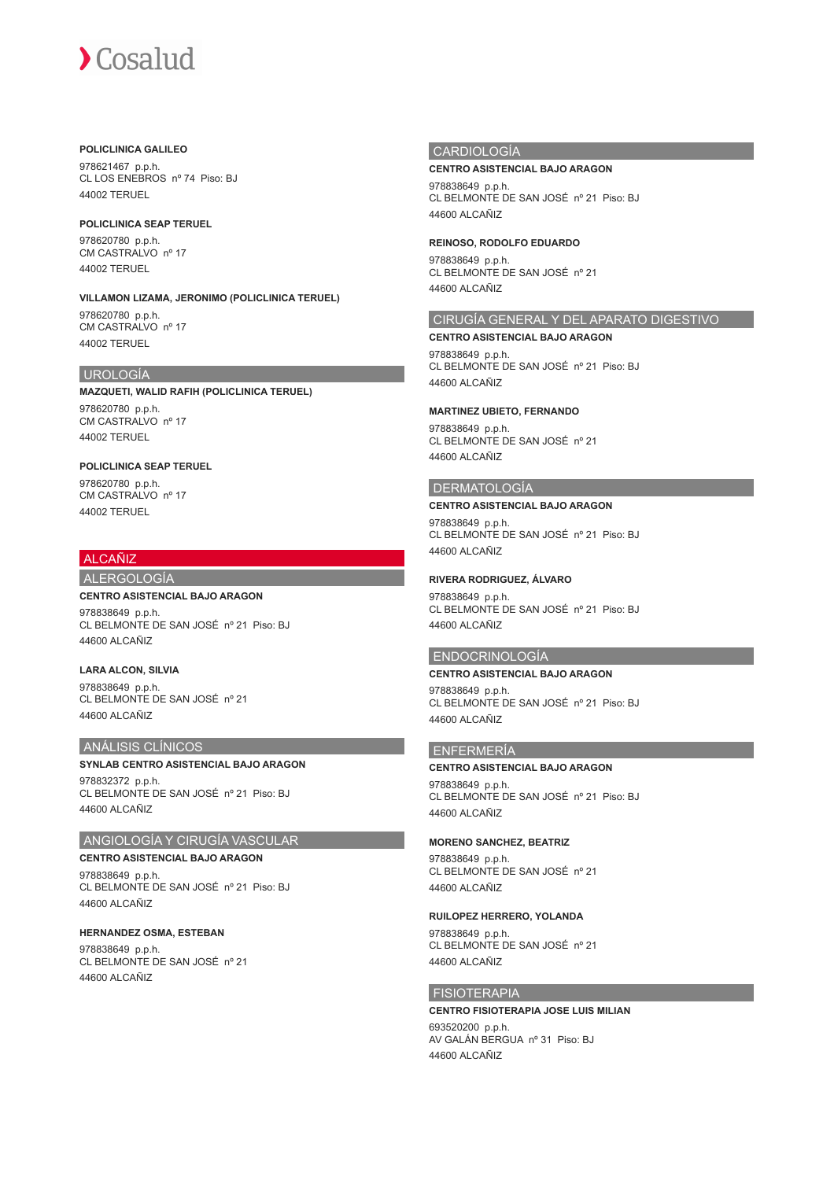**POLICLINICA GALILEO**

978621467 p.p.h.
CL LOS ENEBROS nº 74 Piso: BJ
44002 TERUEL

**POLICLINICA SEAP TERUEL**

978620780 p.p.h.
CM CASTRALVO nº 17
44002 TERUEL

**VILLAMON LIZAMA, JERONIMO (POLICLINICA TERUEL)**

978620780 p.p.h.
CM CASTRALVO nº 17
44002 TERUEL

### UROLOGÍA

**MAZQUETI, WALID RAFIH (POLICLINICA TERUEL)**

978620780 p.p.h.
CM CASTRALVO nº 17
44002 TERUEL

**POLICLINICA SEAP TERUEL**

978620780 p.p.h.
CM CASTRALVO nº 17
44002 TERUEL

## ALCAÑIZ

### ALERGOLOGÍA

**CENTRO ASISTENCIAL BAJO ARAGON**

978838649 p.p.h.
CL BELMONTE DE SAN JOSÉ nº 21 Piso: BJ
44600 ALCAÑIZ

**LARA ALCON, SILVIA**

978838649 p.p.h.
CL BELMONTE DE SAN JOSÉ nº 21
44600 ALCAÑIZ

### ANÁLISIS CLÍNICOS

**SYNLAB CENTRO ASISTENCIAL BAJO ARAGON**

978832372 p.p.h.
CL BELMONTE DE SAN JOSÉ nº 21 Piso: BJ
44600 ALCAÑIZ

### ANGIOLOGÍA Y CIRUGÍA VASCULAR

**CENTRO ASISTENCIAL BAJO ARAGON**

978838649 p.p.h.
CL BELMONTE DE SAN JOSÉ nº 21 Piso: BJ
44600 ALCAÑIZ

**HERNANDEZ OSMA, ESTEBAN**

978838649 p.p.h.
CL BELMONTE DE SAN JOSÉ nº 21
44600 ALCAÑIZ

### CARDIOLOGÍA

**CENTRO ASISTENCIAL BAJO ARAGON**

978838649 p.p.h.
CL BELMONTE DE SAN JOSÉ nº 21 Piso: BJ
44600 ALCAÑIZ

**REINOSO, RODOLFO EDUARDO**

978838649 p.p.h.
CL BELMONTE DE SAN JOSÉ nº 21
44600 ALCAÑIZ

### CIRUGÍA GENERAL Y DEL APARATO DIGESTIVO

**CENTRO ASISTENCIAL BAJO ARAGON**

978838649 p.p.h.
CL BELMONTE DE SAN JOSÉ nº 21 Piso: BJ
44600 ALCAÑIZ

**MARTINEZ UBIETO, FERNANDO**

978838649 p.p.h.
CL BELMONTE DE SAN JOSÉ nº 21
44600 ALCAÑIZ

### DERMATOLOGÍA

**CENTRO ASISTENCIAL BAJO ARAGON**

978838649 p.p.h.
CL BELMONTE DE SAN JOSÉ nº 21 Piso: BJ
44600 ALCAÑIZ

**RIVERA RODRIGUEZ, ÁLVARO**

978838649 p.p.h.
CL BELMONTE DE SAN JOSÉ nº 21 Piso: BJ
44600 ALCAÑIZ

### ENDOCRINOLOGÍA

**CENTRO ASISTENCIAL BAJO ARAGON**

978838649 p.p.h.
CL BELMONTE DE SAN JOSÉ nº 21 Piso: BJ
44600 ALCAÑIZ

### ENFERMERÍA

**CENTRO ASISTENCIAL BAJO ARAGON**

978838649 p.p.h.
CL BELMONTE DE SAN JOSÉ nº 21 Piso: BJ
44600 ALCAÑIZ

**MORENO SANCHEZ, BEATRIZ**

978838649 p.p.h.
CL BELMONTE DE SAN JOSÉ nº 21
44600 ALCAÑIZ

**RUILOPEZ HERRERO, YOLANDA**

978838649 p.p.h.
CL BELMONTE DE SAN JOSÉ nº 21
44600 ALCAÑIZ

### FISIOTERAPIA

**CENTRO FISIOTERAPIA JOSE LUIS MILIAN**

693520200 p.p.h.
AV GALÁN BERGUA nº 31 Piso: BJ
44600 ALCAÑIZ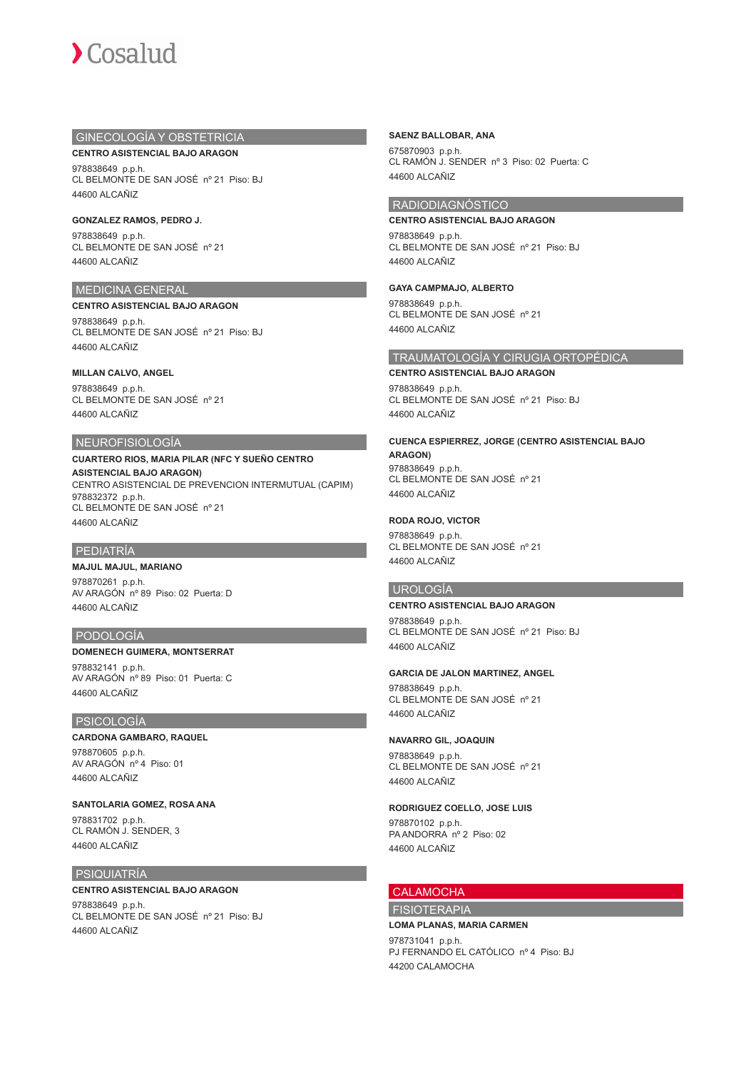## GINECOLOGÍA Y OBSTETRICIA

**CENTRO ASISTENCIAL BAJO ARAGON**

978838649 p.p.h.
CL BELMONTE DE SAN JOSÉ nº 21 Piso: BJ
44600 ALCAÑIZ

**GONZALEZ RAMOS, PEDRO J.**

978838649 p.p.h.
CL BELMONTE DE SAN JOSÉ nº 21
44600 ALCAÑIZ

## MEDICINA GENERAL

**CENTRO ASISTENCIAL BAJO ARAGON**

978838649 p.p.h.
CL BELMONTE DE SAN JOSÉ nº 21 Piso: BJ
44600 ALCAÑIZ

**MILLAN CALVO, ANGEL**

978838649 p.p.h.
CL BELMONTE DE SAN JOSÉ nº 21
44600 ALCAÑIZ

## NEUROFISIOLOGÍA

**CUARTERO RIOS, MARIA PILAR (NFC Y SUEÑO CENTRO ASISTENCIAL BAJO ARAGON)**

CENTRO ASISTENCIAL DE PREVENCION INTERMUTUAL (CAPIM)
978832372 p.p.h.
CL BELMONTE DE SAN JOSÉ nº 21
44600 ALCAÑIZ

## PEDIATRÍA

**MAJUL MAJUL, MARIANO**

978870261 p.p.h.
AV ARAGÓN nº 89 Piso: 02 Puerta: D
44600 ALCAÑIZ

## PODOLOGÍA

**DOMENECH GUIMERA, MONTSERRAT**

978832141 p.p.h.
AV ARAGÓN nº 89 Piso: 01 Puerta: C
44600 ALCAÑIZ

## PSICOLOGÍA

**CARDONA GAMBARO, RAQUEL**

978870605 p.p.h.
AV ARAGÓN nº 4 Piso: 01
44600 ALCAÑIZ

**SANTOLARIA GOMEZ, ROSA ANA**

978831702 p.p.h.
CL RAMÓN J. SENDER, 3
44600 ALCAÑIZ

## PSIQUIATRÍA

**CENTRO ASISTENCIAL BAJO ARAGON**

978838649 p.p.h.
CL BELMONTE DE SAN JOSÉ nº 21 Piso: BJ
44600 ALCAÑIZ

**SAENZ BALLOBAR, ANA**

675870903 p.p.h.
CL RAMÓN J. SENDER nº 3 Piso: 02 Puerta: C
44600 ALCAÑIZ

## RADIODIAGNÓSTICO

**CENTRO ASISTENCIAL BAJO ARAGON**

978838649 p.p.h.
CL BELMONTE DE SAN JOSÉ nº 21 Piso: BJ
44600 ALCAÑIZ

**GAYA CAMPMAJO, ALBERTO**

978838649 p.p.h.
CL BELMONTE DE SAN JOSÉ nº 21
44600 ALCAÑIZ

## TRAUMATOLOGÍA Y CIRUGIA ORTOPÉDICA

**CENTRO ASISTENCIAL BAJO ARAGON**

978838649 p.p.h.
CL BELMONTE DE SAN JOSÉ nº 21 Piso: BJ
44600 ALCAÑIZ

**CUENCA ESPIERREZ, JORGE (CENTRO ASISTENCIAL BAJO ARAGON)**

978838649 p.p.h.
CL BELMONTE DE SAN JOSÉ nº 21
44600 ALCAÑIZ

**RODA ROJO, VICTOR**

978838649 p.p.h.
CL BELMONTE DE SAN JOSÉ nº 21
44600 ALCAÑIZ

## UROLOGÍA

**CENTRO ASISTENCIAL BAJO ARAGON**

978838649 p.p.h.
CL BELMONTE DE SAN JOSÉ nº 21 Piso: BJ
44600 ALCAÑIZ

**GARCIA DE JALON MARTINEZ, ANGEL**

978838649 p.p.h.
CL BELMONTE DE SAN JOSÉ nº 21
44600 ALCAÑIZ

**NAVARRO GIL, JOAQUIN**

978838649 p.p.h.
CL BELMONTE DE SAN JOSÉ nº 21
44600 ALCAÑIZ

**RODRIGUEZ COELLO, JOSE LUIS**

978870102 p.p.h.
PA ANDORRA nº 2 Piso: 02
44600 ALCAÑIZ

# CALAMOCHA

## FISIOTERAPIA

**LOMA PLANAS, MARIA CARMEN**

978731041 p.p.h.
PJ FERNANDO EL CATÓLICO nº 4 Piso: BJ
44200 CALAMOCHA